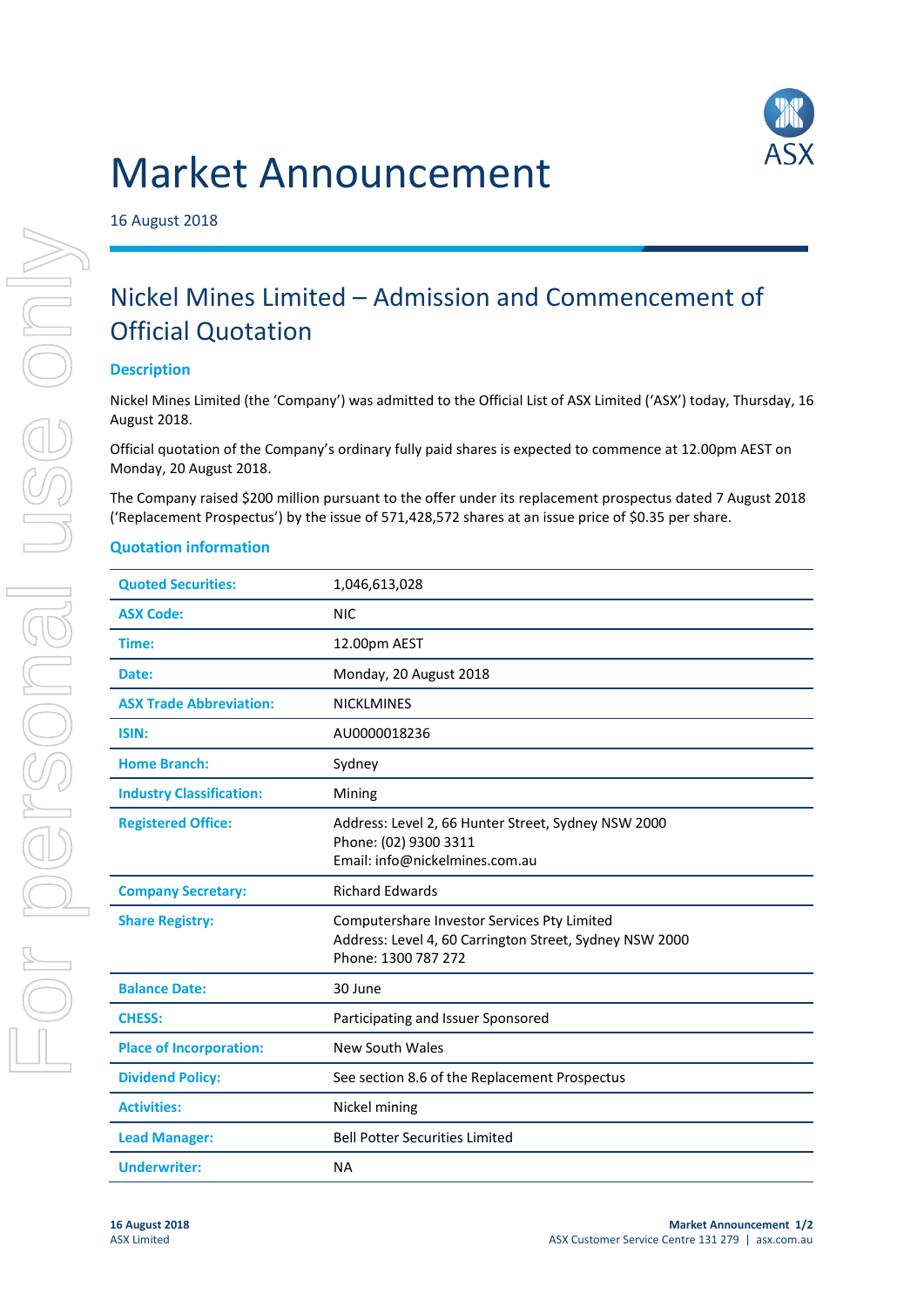# Market Announcement

16 August 2018

## Nickel Mines Limited – Admission and Commencement of Official Quotation

### Description

Nickel Mines Limited (the 'Company') was admitted to the Official List of ASX Limited ('ASX') today, Thursday, 16 August 2018.

Official quotation of the Company's ordinary fully paid shares is expected to commence at 12.00pm AEST on Monday, 20 August 2018.

The Company raised $200 million pursuant to the offer under its replacement prospectus dated 7 August 2018 ('Replacement Prospectus') by the issue of 571,428,572 shares at an issue price of $0.35 per share.

### Quotation information

| | |
|---|---|
| **Quoted Securities:** | 1,046,613,028 |
| **ASX Code:** | NIC |
| **Time:** | 12.00pm AEST |
| **Date:** | Monday, 20 August 2018 |
| **ASX Trade Abbreviation:** | NICKLMINES |
| **ISIN:** | AU0000018236 |
| **Home Branch:** | Sydney |
| **Industry Classification:** | Mining |
| **Registered Office:** | Address: Level 2, 66 Hunter Street, Sydney NSW 2000<br>Phone: (02) 9300 3311<br>Email: info@nickelmines.com.au |
| **Company Secretary:** | Richard Edwards |
| **Share Registry:** | Computershare Investor Services Pty Limited<br>Address: Level 4, 60 Carrington Street, Sydney NSW 2000<br>Phone: 1300 787 272 |
| **Balance Date:** | 30 June |
| **CHESS:** | Participating and Issuer Sponsored |
| **Place of Incorporation:** | New South Wales |
| **Dividend Policy:** | See section 8.6 of the Replacement Prospectus |
| **Activities:** | Nickel mining |
| **Lead Manager:** | Bell Potter Securities Limited |
| **Underwriter:** | NA |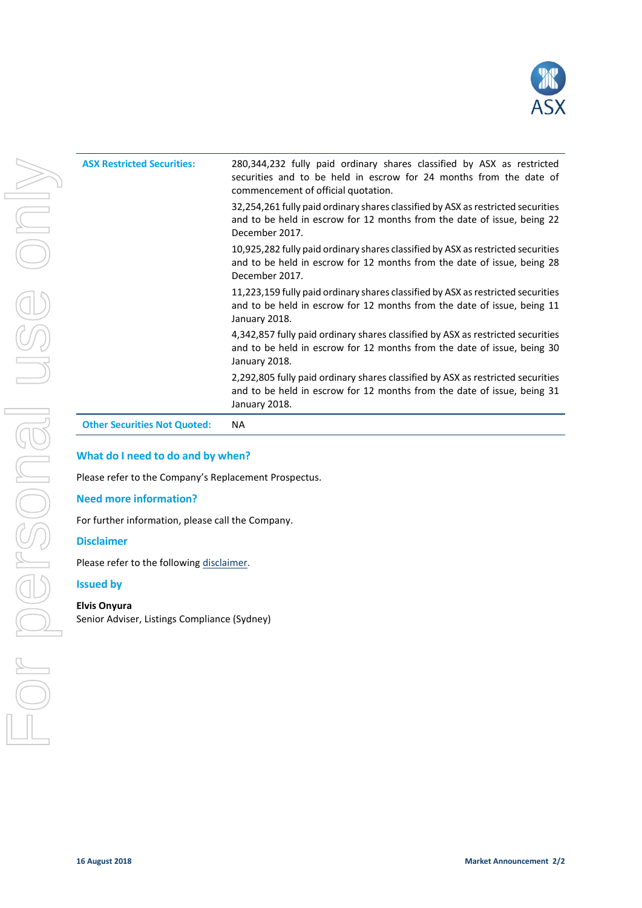| | |
|---|---|
| **ASX Restricted Securities:** | 280,344,232 fully paid ordinary shares classified by ASX as restricted securities and to be held in escrow for 24 months from the date of commencement of official quotation.<br><br>32,254,261 fully paid ordinary shares classified by ASX as restricted securities and to be held in escrow for 12 months from the date of issue, being 22 December 2017.<br><br>10,925,282 fully paid ordinary shares classified by ASX as restricted securities and to be held in escrow for 12 months from the date of issue, being 28 December 2017.<br><br>11,223,159 fully paid ordinary shares classified by ASX as restricted securities and to be held in escrow for 12 months from the date of issue, being 11 January 2018.<br><br>4,342,857 fully paid ordinary shares classified by ASX as restricted securities and to be held in escrow for 12 months from the date of issue, being 30 January 2018.<br><br>2,292,805 fully paid ordinary shares classified by ASX as restricted securities and to be held in escrow for 12 months from the date of issue, being 31 January 2018. |
| **Other Securities Not Quoted:** | NA |

## What do I need to do and by when?

Please refer to the Company's Replacement Prospectus.

## Need more information?

For further information, please call the Company.

## Disclaimer

Please refer to the following disclaimer.

## Issued by

**Elvis Onyura**
Senior Adviser, Listings Compliance (Sydney)

16 August 2018